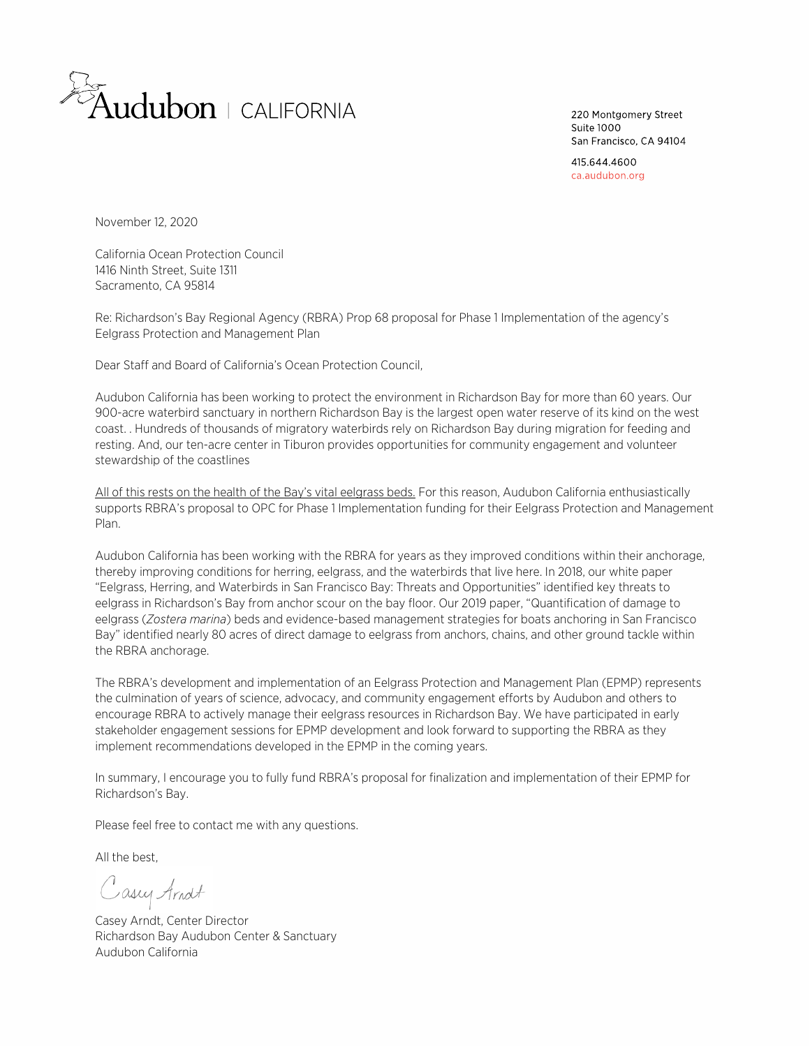Audubon | CALIFORNIA

220 Montgomery Street
Suite 1000
San Francisco, CA 94104

415.644.4600
ca.audubon.org

November 12, 2020

California Ocean Protection Council
1416 Ninth Street, Suite 1311
Sacramento, CA 95814

Re: Richardson's Bay Regional Agency (RBRA) Prop 68 proposal for Phase 1 Implementation of the agency's Eelgrass Protection and Management Plan

Dear Staff and Board of California's Ocean Protection Council,

Audubon California has been working to protect the environment in Richardson Bay for more than 60 years. Our 900-acre waterbird sanctuary in northern Richardson Bay is the largest open water reserve of its kind on the west coast. . Hundreds of thousands of migratory waterbirds rely on Richardson Bay during migration for feeding and resting. And, our ten-acre center in Tiburon provides opportunities for community engagement and volunteer stewardship of the coastlines

<u>All of this rests on the health of the Bay's vital eelgrass beds.</u> For this reason, Audubon California enthusiastically supports RBRA's proposal to OPC for Phase 1 Implementation funding for their Eelgrass Protection and Management Plan.

Audubon California has been working with the RBRA for years as they improved conditions within their anchorage, thereby improving conditions for herring, eelgrass, and the waterbirds that live here. In 2018, our white paper "Eelgrass, Herring, and Waterbirds in San Francisco Bay: Threats and Opportunities" identified key threats to eelgrass in Richardson's Bay from anchor scour on the bay floor. Our 2019 paper, "Quantification of damage to eelgrass (*Zostera marina*) beds and evidence-based management strategies for boats anchoring in San Francisco Bay" identified nearly 80 acres of direct damage to eelgrass from anchors, chains, and other ground tackle within the RBRA anchorage.

The RBRA's development and implementation of an Eelgrass Protection and Management Plan (EPMP) represents the culmination of years of science, advocacy, and community engagement efforts by Audubon and others to encourage RBRA to actively manage their eelgrass resources in Richardson Bay. We have participated in early stakeholder engagement sessions for EPMP development and look forward to supporting the RBRA as they implement recommendations developed in the EPMP in the coming years.

In summary, I encourage you to fully fund RBRA's proposal for finalization and implementation of their EPMP for Richardson's Bay.

Please feel free to contact me with any questions.

All the best,

Casey Arndt

Casey Arndt, Center Director
Richardson Bay Audubon Center & Sanctuary
Audubon California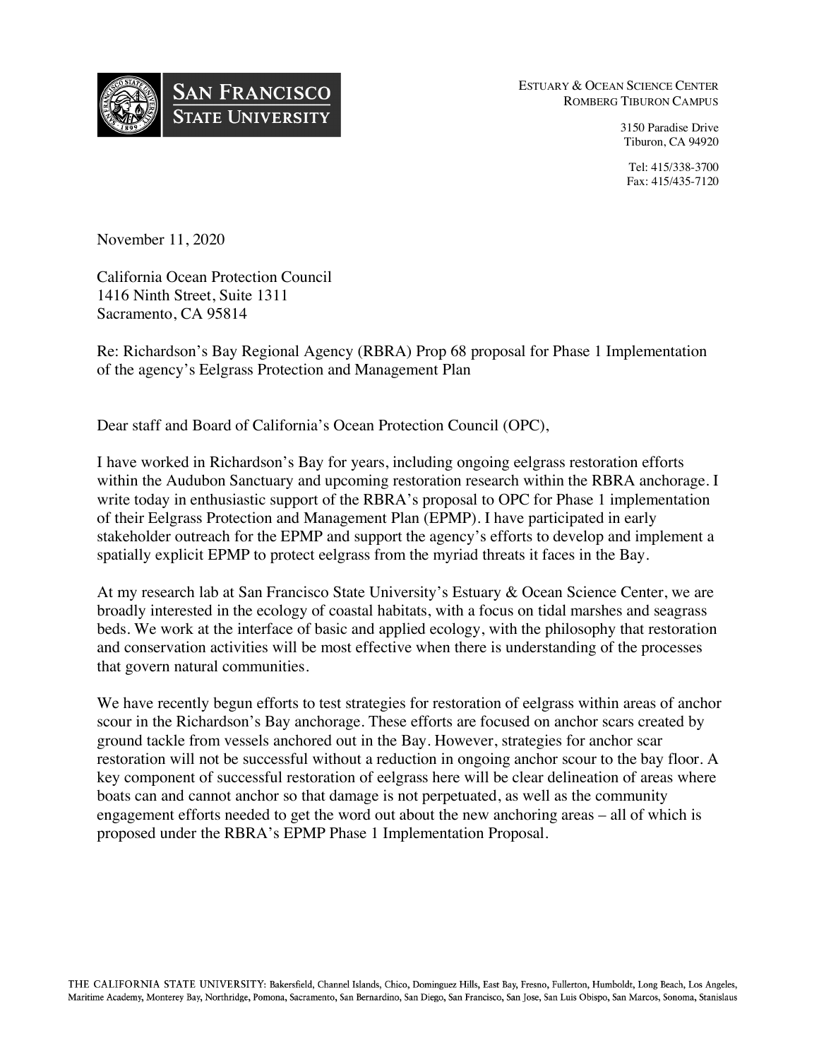San Francisco State University

Estuary & Ocean Science Center
Romberg Tiburon Campus

3150 Paradise Drive
Tiburon, CA 94920

Tel: 415/338-3700
Fax: 415/435-7120

November 11, 2020

California Ocean Protection Council
1416 Ninth Street, Suite 1311
Sacramento, CA 95814

Re: Richardson's Bay Regional Agency (RBRA) Prop 68 proposal for Phase 1 Implementation of the agency's Eelgrass Protection and Management Plan

Dear staff and Board of California's Ocean Protection Council (OPC),

I have worked in Richardson's Bay for years, including ongoing eelgrass restoration efforts within the Audubon Sanctuary and upcoming restoration research within the RBRA anchorage. I write today in enthusiastic support of the RBRA's proposal to OPC for Phase 1 implementation of their Eelgrass Protection and Management Plan (EPMP). I have participated in early stakeholder outreach for the EPMP and support the agency's efforts to develop and implement a spatially explicit EPMP to protect eelgrass from the myriad threats it faces in the Bay.

At my research lab at San Francisco State University's Estuary & Ocean Science Center, we are broadly interested in the ecology of coastal habitats, with a focus on tidal marshes and seagrass beds. We work at the interface of basic and applied ecology, with the philosophy that restoration and conservation activities will be most effective when there is understanding of the processes that govern natural communities.

We have recently begun efforts to test strategies for restoration of eelgrass within areas of anchor scour in the Richardson's Bay anchorage. These efforts are focused on anchor scars created by ground tackle from vessels anchored out in the Bay. However, strategies for anchor scar restoration will not be successful without a reduction in ongoing anchor scour to the bay floor. A key component of successful restoration of eelgrass here will be clear delineation of areas where boats can and cannot anchor so that damage is not perpetuated, as well as the community engagement efforts needed to get the word out about the new anchoring areas – all of which is proposed under the RBRA's EPMP Phase 1 Implementation Proposal.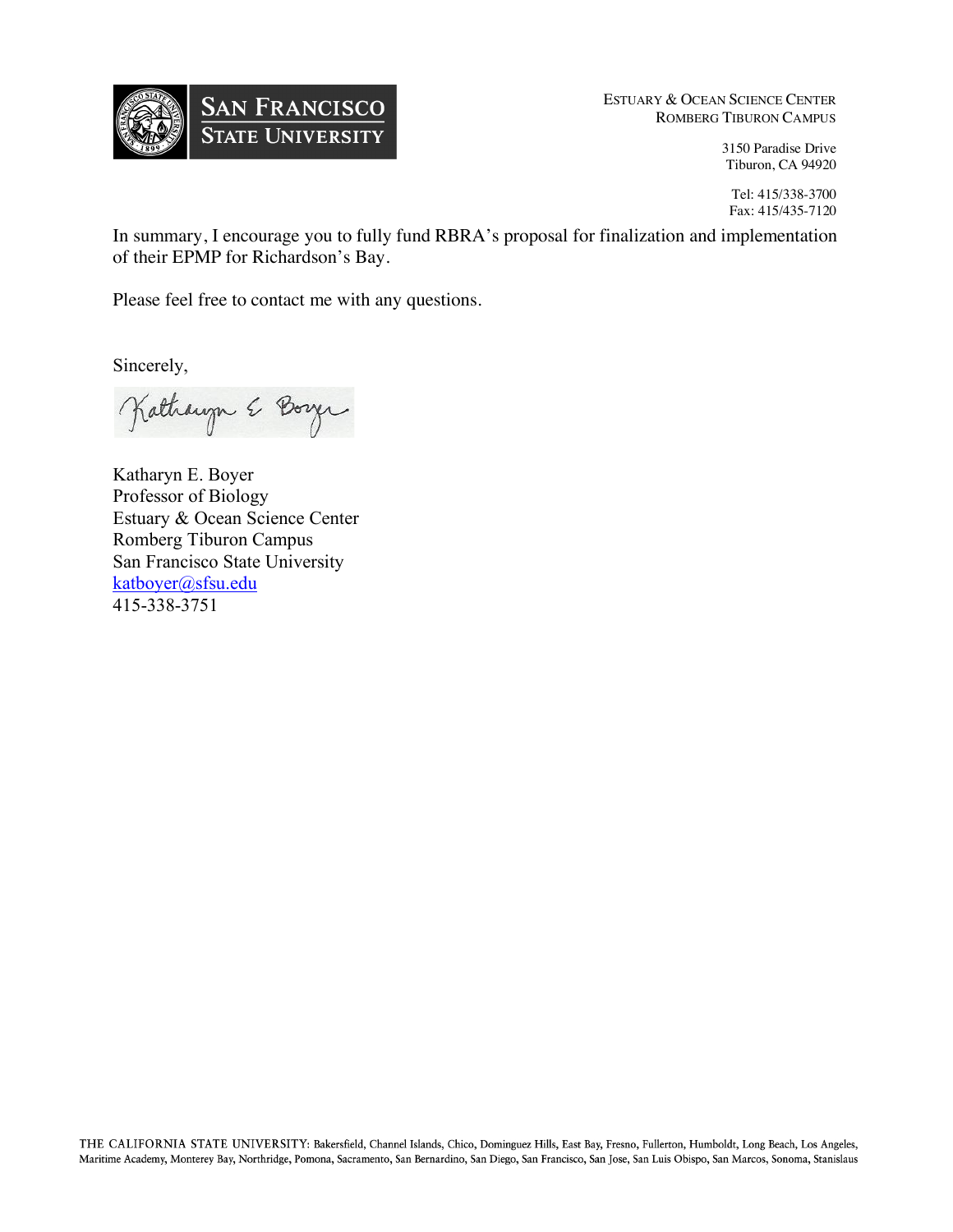In summary, I encourage you to fully fund RBRA's proposal for finalization and implementation of their EPMP for Richardson's Bay.

Please feel free to contact me with any questions.

Sincerely,

Katharyn E. Boyer
Professor of Biology
Estuary & Ocean Science Center
Romberg Tiburon Campus
San Francisco State University
katboyer@sfsu.edu
415-338-3751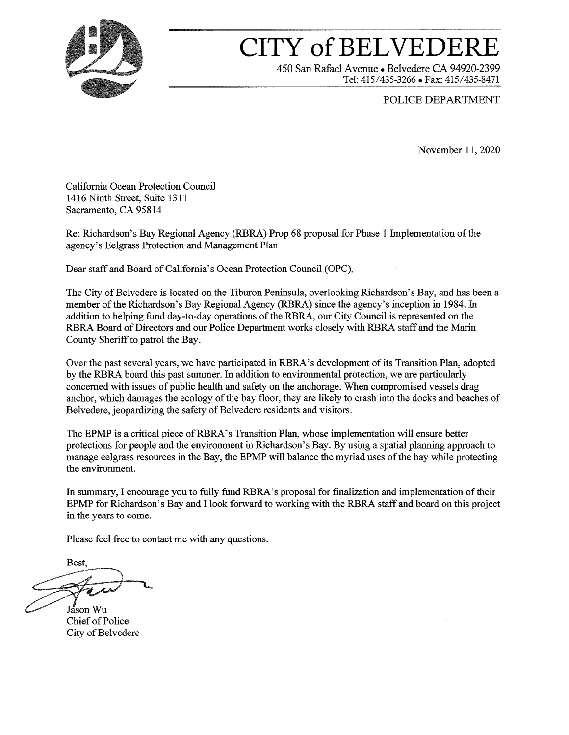# CITY of BELVEDERE

450 San Rafael Avenue • Belvedere CA 94920-2399
Tel: 415/435-3266 • Fax: 415/435-8471

POLICE DEPARTMENT

November 11, 2020

California Ocean Protection Council
1416 Ninth Street, Suite 1311
Sacramento, CA 95814

Re: Richardson's Bay Regional Agency (RBRA) Prop 68 proposal for Phase 1 Implementation of the agency's Eelgrass Protection and Management Plan

Dear staff and Board of California's Ocean Protection Council (OPC),

The City of Belvedere is located on the Tiburon Peninsula, overlooking Richardson's Bay, and has been a member of the Richardson's Bay Regional Agency (RBRA) since the agency's inception in 1984. In addition to helping fund day-to-day operations of the RBRA, our City Council is represented on the RBRA Board of Directors and our Police Department works closely with RBRA staff and the Marin County Sheriff to patrol the Bay.

Over the past several years, we have participated in RBRA's development of its Transition Plan, adopted by the RBRA board this past summer. In addition to environmental protection, we are particularly concerned with issues of public health and safety on the anchorage. When compromised vessels drag anchor, which damages the ecology of the bay floor, they are likely to crash into the docks and beaches of Belvedere, jeopardizing the safety of Belvedere residents and visitors.

The EPMP is a critical piece of RBRA's Transition Plan, whose implementation will ensure better protections for people and the environment in Richardson's Bay. By using a spatial planning approach to manage eelgrass resources in the Bay, the EPMP will balance the myriad uses of the bay while protecting the environment.

In summary, I encourage you to fully fund RBRA's proposal for finalization and implementation of their EPMP for Richardson's Bay and I look forward to working with the RBRA staff and board on this project in the years to come.

Please feel free to contact me with any questions.

Best,

Jason Wu
Chief of Police
City of Belvedere